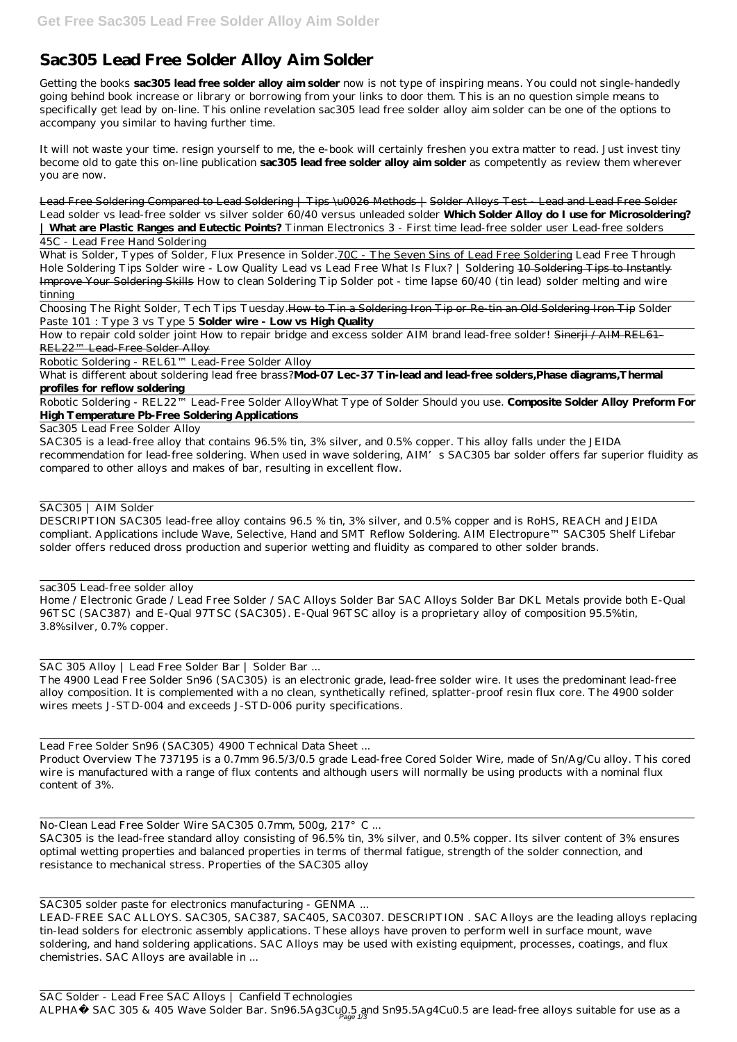# Sac305 Lead Free Solder Alloy Aim Solder

Getting the books **sac305 lead free solder alloy aim solder** now is not type of inspiring means. You could not single-handedly going behind book increase or library or borrowing from your links to door them. This is an no question simple means to specifically get lead by on-line. This online revelation sac305 lead free solder alloy aim solder can be one of the options to accompany you similar to having further time.

It will not waste your time. resign yourself to me, the e-book will certainly freshen you extra matter to read. Just invest tiny become old to gate this on-line publication **sac305 lead free solder alloy aim solder** as competently as review them wherever you are now.

Lead Free Soldering Compared to Lead Soldering | Tips \u0026 Methods | Solder Alloys Test - Lead and Lead Free Solder *Lead solder vs lead-free solder vs silver solder 60/40 versus unleaded solder* **Which Solder Alloy do I use for Microsoldering? | What are Plastic Ranges and Eutectic Points?** *Tinman Electronics 3 - First time lead-free solder user* *Lead-free solders*

45C - Lead Free Hand Soldering

What is Solder, Types of Solder, Flux Presence in Solder.70C - The Seven Sins of Lead Free Soldering *Lead Free Through Hole Soldering Tips* *Solder wire - Low Quality Lead vs Lead Free* *What Is Flux? | Soldering* 10 Soldering Tips to Instantly Improve Your Soldering Skills *How to clean Soldering Tip* *Solder pot - time lapse 60/40 (tin lead) solder melting and wire tinning*

Choosing The Right Solder, Tech Tips Tuesday.How to Tin a Soldering Iron Tip or Re-tin an Old Soldering Iron Tip *Solder Paste 101 : Type 3 vs Type 5* **Solder wire - Low vs High Quality**

How to repair cold solder joint *How to repair bridge and excess solder* *AIM brand lead-free solder!* Sinerji / AIM REL61-REL22™ Lead-Free Solder Alloy

Robotic Soldering - REL61™ Lead-Free Solder Alloy

What is different about soldering lead free brass?**Mod-07 Lec-37 Tin-lead and lead-free solders,Phase diagrams,Thermal profiles for reflow soldering**

Robotic Soldering - REL22™ Lead-Free Solder Alloy*What Type of Solder Should you use.* **Composite Solder Alloy Preform For High Temperature Pb-Free Soldering Applications**

Sac305 Lead Free Solder Alloy

SAC305 is a lead-free alloy that contains 96.5% tin, 3% silver, and 0.5% copper. This alloy falls under the JEIDA recommendation for lead-free soldering. When used in wave soldering, AIM's SAC305 bar solder offers far superior fluidity as compared to other alloys and makes of bar, resulting in excellent flow.

SAC305 | AIM Solder

DESCRIPTION SAC305 lead-free alloy contains 96.5 % tin, 3% silver, and 0.5% copper and is RoHS, REACH and JEIDA compliant. Applications include Wave, Selective, Hand and SMT Reflow Soldering. AIM Electropure™ SAC305 Shelf Lifebar solder offers reduced dross production and superior wetting and fluidity as compared to other solder brands.

sac305 Lead-free solder alloy

Home / Electronic Grade / Lead Free Solder / SAC Alloys Solder Bar SAC Alloys Solder Bar DKL Metals provide both E-Qual 96TSC (SAC387) and E-Qual 97TSC (SAC305). E-Qual 96TSC alloy is a proprietary alloy of composition 95.5%tin, 3.8%silver, 0.7% copper.

SAC 305 Alloy | Lead Free Solder Bar | Solder Bar ...

The 4900 Lead Free Solder Sn96 (SAC305) is an electronic grade, lead-free solder wire. It uses the predominant lead-free alloy composition. It is complemented with a no clean, synthetically refined, splatter-proof resin flux core. The 4900 solder wires meets J-STD-004 and exceeds J-STD-006 purity specifications.

Lead Free Solder Sn96 (SAC305) 4900 Technical Data Sheet ...

Product Overview The 737195 is a 0.7mm 96.5/3/0.5 grade Lead-free Cored Solder Wire, made of Sn/Ag/Cu alloy. This cored wire is manufactured with a range of flux contents and although users will normally be using products with a nominal flux content of 3%.

No-Clean Lead Free Solder Wire SAC305 0.7mm, 500g, 217°C ...

SAC305 is the lead-free standard alloy consisting of 96.5% tin, 3% silver, and 0.5% copper. Its silver content of 3% ensures optimal wetting properties and balanced properties in terms of thermal fatigue, strength of the solder connection, and resistance to mechanical stress. Properties of the SAC305 alloy

SAC305 solder paste for electronics manufacturing - GENMA ...

LEAD-FREE SAC ALLOYS. SAC305, SAC387, SAC405, SAC0307. DESCRIPTION . SAC Alloys are the leading alloys replacing tin-lead solders for electronic assembly applications. These alloys have proven to perform well in surface mount, wave soldering, and hand soldering applications. SAC Alloys may be used with existing equipment, processes, coatings, and flux chemistries. SAC Alloys are available in ...

SAC Solder - Lead Free SAC Alloys | Canfield Technologies

ALPHA® SAC 305 & 405 Wave Solder Bar. Sn96.5Ag3Cu0.5 and Sn95.5Ag4Cu0.5 are lead-free alloys suitable for use as a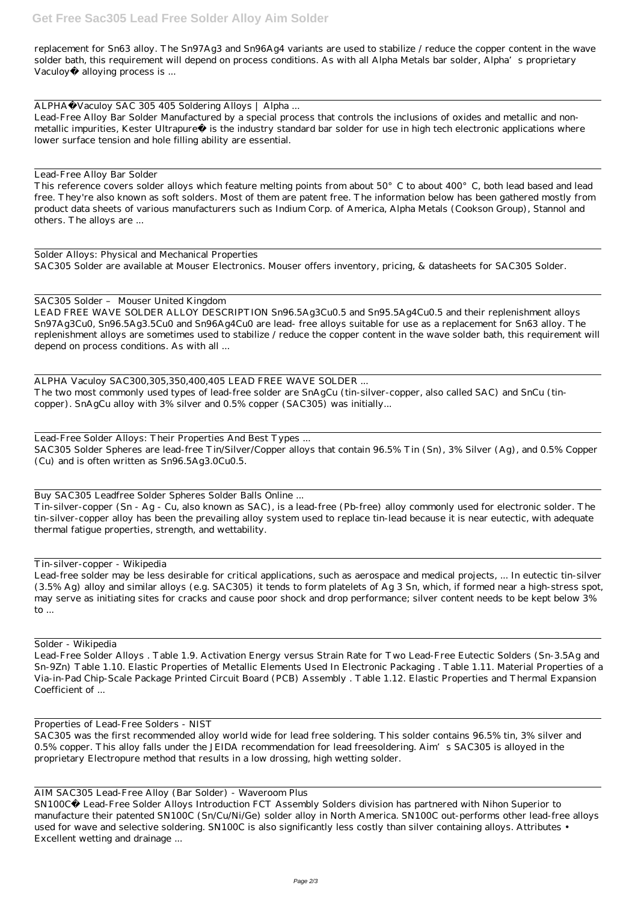replacement for Sn63 alloy. The Sn97Ag3 and Sn96Ag4 variants are used to stabilize / reduce the copper content in the wave solder bath, this requirement will depend on process conditions. As with all Alpha Metals bar solder, Alpha's proprietary Vaculoy® alloying process is ...

ALPHA®Vaculoy SAC 305 405 Soldering Alloys | Alpha ...

Lead-Free Alloy Bar Solder Manufactured by a special process that controls the inclusions of oxides and metallic and non-metallic impurities, Kester Ultrapure® is the industry standard bar solder for use in high tech electronic applications where lower surface tension and hole filling ability are essential.

Lead-Free Alloy Bar Solder

This reference covers solder alloys which feature melting points from about 50° C to about 400° C, both lead based and lead free. They're also known as soft solders. Most of them are patent free. The information below has been gathered mostly from product data sheets of various manufacturers such as Indium Corp. of America, Alpha Metals (Cookson Group), Stannol and others. The alloys are ...

Solder Alloys: Physical and Mechanical Properties

SAC305 Solder are available at Mouser Electronics. Mouser offers inventory, pricing, & datasheets for SAC305 Solder.

SAC305 Solder – Mouser United Kingdom

LEAD FREE WAVE SOLDER ALLOY DESCRIPTION Sn96.5Ag3Cu0.5 and Sn95.5Ag4Cu0.5 and their replenishment alloys Sn97Ag3Cu0, Sn96.5Ag3.5Cu0 and Sn96Ag4Cu0 are lead- free alloys suitable for use as a replacement for Sn63 alloy. The replenishment alloys are sometimes used to stabilize / reduce the copper content in the wave solder bath, this requirement will depend on process conditions. As with all ...

ALPHA Vaculoy SAC300,305,350,400,405 LEAD FREE WAVE SOLDER ...

The two most commonly used types of lead-free solder are SnAgCu (tin-silver-copper, also called SAC) and SnCu (tin-copper). SnAgCu alloy with 3% silver and 0.5% copper (SAC305) was initially...

Lead-Free Solder Alloys: Their Properties And Best Types ...

SAC305 Solder Spheres are lead-free Tin/Silver/Copper alloys that contain 96.5% Tin (Sn), 3% Silver (Ag), and 0.5% Copper (Cu) and is often written as Sn96.5Ag3.0Cu0.5.

Buy SAC305 Leadfree Solder Spheres Solder Balls Online ...

Tin-silver-copper (Sn - Ag - Cu, also known as SAC), is a lead-free (Pb-free) alloy commonly used for electronic solder. The tin-silver-copper alloy has been the prevailing alloy system used to replace tin-lead because it is near eutectic, with adequate thermal fatigue properties, strength, and wettability.

Tin-silver-copper - Wikipedia

Lead-free solder may be less desirable for critical applications, such as aerospace and medical projects, ... In eutectic tin-silver (3.5% Ag) alloy and similar alloys (e.g. SAC305) it tends to form platelets of Ag 3 Sn, which, if formed near a high-stress spot, may serve as initiating sites for cracks and cause poor shock and drop performance; silver content needs to be kept below 3% to ...

Solder - Wikipedia

Lead-Free Solder Alloys . Table 1.9. Activation Energy versus Strain Rate for Two Lead-Free Eutectic Solders (Sn-3.5Ag and Sn-9Zn) Table 1.10. Elastic Properties of Metallic Elements Used In Electronic Packaging . Table 1.11. Material Properties of a Via-in-Pad Chip-Scale Package Printed Circuit Board (PCB) Assembly . Table 1.12. Elastic Properties and Thermal Expansion Coefficient of ...

Properties of Lead-Free Solders - NIST

SAC305 was the first recommended alloy world wide for lead free soldering. This solder contains 96.5% tin, 3% silver and 0.5% copper. This alloy falls under the JEIDA recommendation for lead freesoldering. Aim's SAC305 is alloyed in the proprietary Electropure method that results in a low drossing, high wetting solder.

AIM SAC305 Lead-Free Alloy (Bar Solder) - Waveroom Plus

SN100C® Lead-Free Solder Alloys Introduction FCT Assembly Solders division has partnered with Nihon Superior to manufacture their patented SN100C (Sn/Cu/Ni/Ge) solder alloy in North America. SN100C out-performs other lead-free alloys used for wave and selective soldering. SN100C is also significantly less costly than silver containing alloys. Attributes • Excellent wetting and drainage ...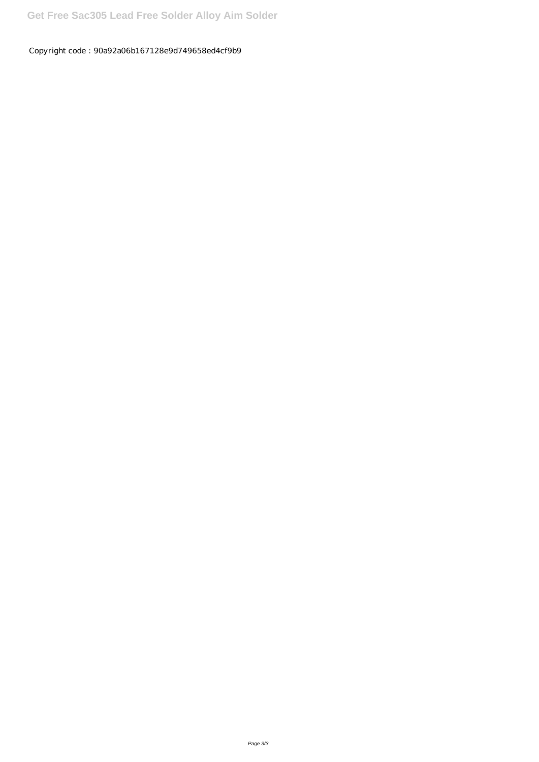Copyright code : 90a92a06b167128e9d749658ed4cf9b9